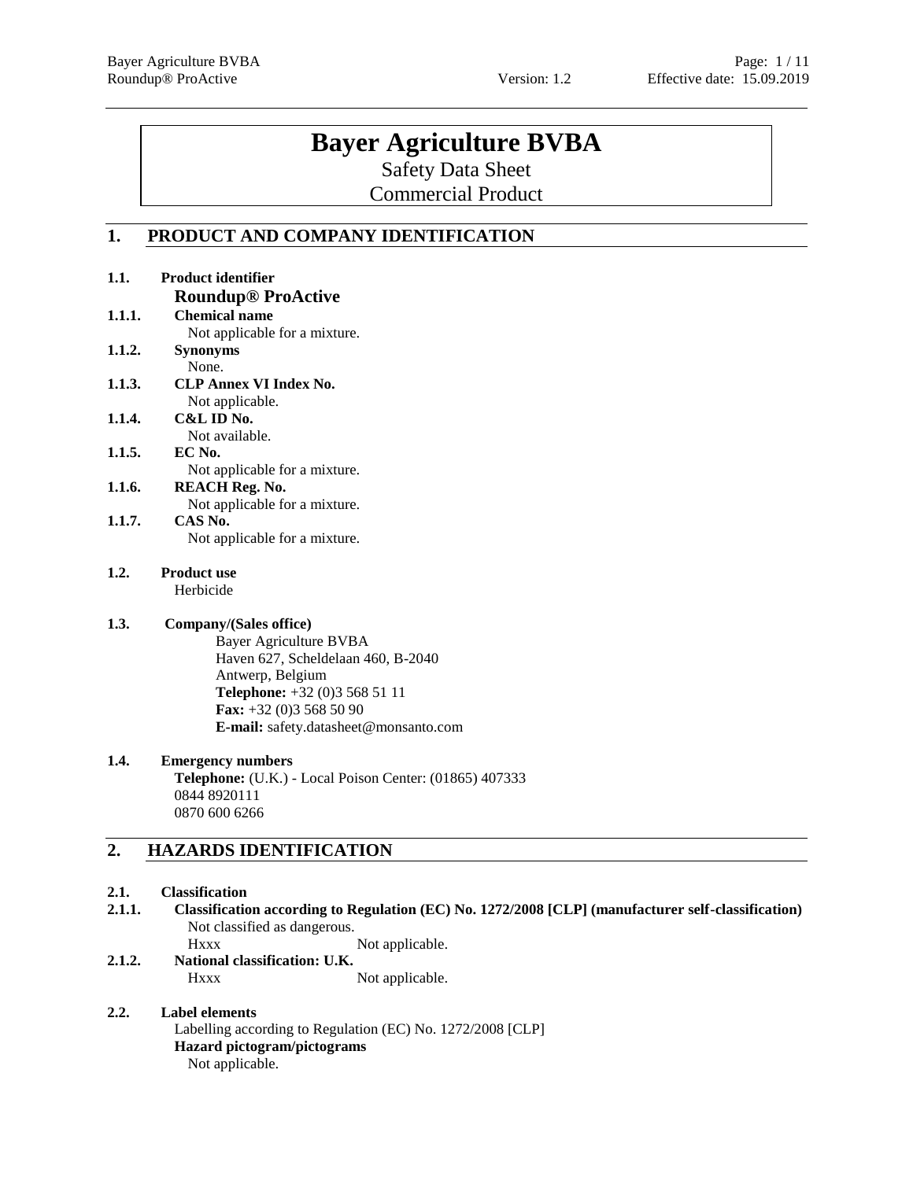# Bayer Agriculture BVBA

Safety Data Sheet

Commercial Product

## 1. PRODUCT AND COMPANY IDENTIFICATION

**1.1. Product identifier**

**Roundup® ProActive**

**1.1.1. Chemical name**

Not applicable for a mixture.

**1.1.2. Synonyms**

None.

**1.1.3. CLP Annex VI Index No.**

Not applicable.

**1.1.4. C&L ID No.**

Not available.

**1.1.5. EC No.**

Not applicable for a mixture.

**1.1.6. REACH Reg. No.**

Not applicable for a mixture.

**1.1.7. CAS No.**

Not applicable for a mixture.

**1.2. Product use**

Herbicide

**1.3. Company/(Sales office)**

Bayer Agriculture BVBA
Haven 627, Scheldelaan 460, B-2040
Antwerp, Belgium
**Telephone:** +32 (0)3 568 51 11
**Fax:** +32 (0)3 568 50 90
**E-mail:** safety.datasheet@monsanto.com

**1.4. Emergency numbers**

**Telephone:** (U.K.) - Local Poison Center: (01865) 407333
0844 8920111
0870 600 6266

## 2. HAZARDS IDENTIFICATION

**2.1. Classification**

**2.1.1. Classification according to Regulation (EC) No. 1272/2008 [CLP] (manufacturer self-classification)**

Not classified as dangerous.

Hxxx Not applicable.

**2.1.2. National classification: U.K.**

Hxxx Not applicable.

**2.2. Label elements**

Labelling according to Regulation (EC) No. 1272/2008 [CLP]

**Hazard pictogram/pictograms**

Not applicable.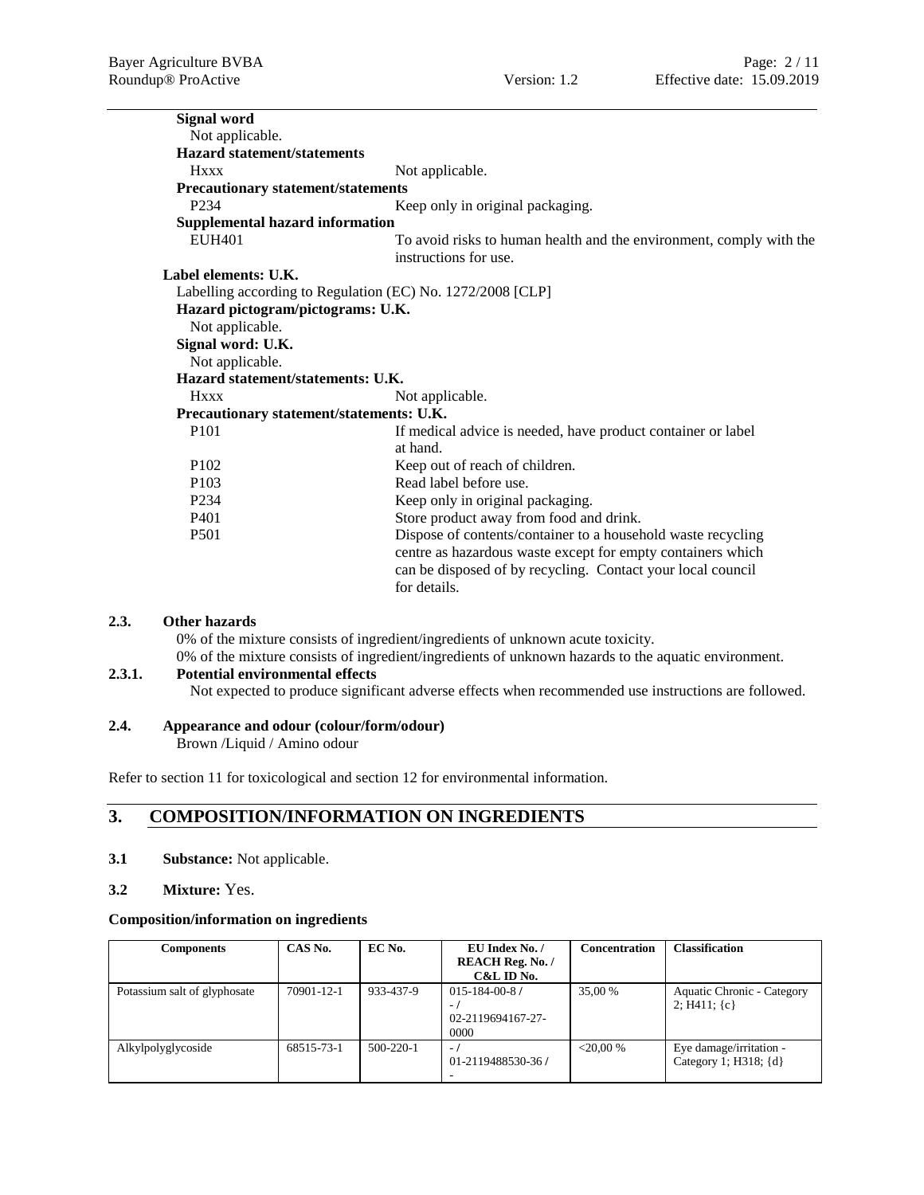**Signal word**

Not applicable.

**Hazard statement/statements**

| | |
|---|---|
| Hxxx | Not applicable. |

**Precautionary statement/statements**

| | |
|---|---|
| P234 | Keep only in original packaging. |

**Supplemental hazard information**

| | |
|---|---|
| EUH401 | To avoid risks to human health and the environment, comply with the instructions for use. |

**Label elements: U.K.**

Labelling according to Regulation (EC) No. 1272/2008 [CLP]

**Hazard pictogram/pictograms: U.K.**

Not applicable.

**Signal word: U.K.**

Not applicable.

**Hazard statement/statements: U.K.**

| | |
|---|---|
| Hxxx | Not applicable. |

**Precautionary statement/statements: U.K.**

| | |
|---|---|
| P101 | If medical advice is needed, have product container or label at hand. |
| P102 | Keep out of reach of children. |
| P103 | Read label before use. |
| P234 | Keep only in original packaging. |
| P401 | Store product away from food and drink. |
| P501 | Dispose of contents/container to a household waste recycling centre as hazardous waste except for empty containers which can be disposed of by recycling. Contact your local council for details. |

### 2.3. Other hazards

0% of the mixture consists of ingredient/ingredients of unknown acute toxicity.

0% of the mixture consists of ingredient/ingredients of unknown hazards to the aquatic environment.

### 2.3.1. Potential environmental effects

Not expected to produce significant adverse effects when recommended use instructions are followed.

### 2.4. Appearance and odour (colour/form/odour)

Brown /Liquid / Amino odour

Refer to section 11 for toxicological and section 12 for environmental information.

## 3. COMPOSITION/INFORMATION ON INGREDIENTS

**3.1 Substance:** Not applicable.

**3.2 Mixture:** Yes.

**Composition/information on ingredients**

| Components | CAS No. | EC No. | EU Index No. / REACH Reg. No. / C&L ID No. | Concentration | Classification |
|---|---|---|---|---|---|
| Potassium salt of glyphosate | 70901-12-1 | 933-437-9 | 015-184-00-8 / - / 02-2119694167-27-0000 | 35,00 % | Aquatic Chronic - Category 2; H411; {c} |
| Alkylpolyglycoside | 68515-73-1 | 500-220-1 | - / 01-2119488530-36 / - | <20,00 % | Eye damage/irritation - Category 1; H318; {d} |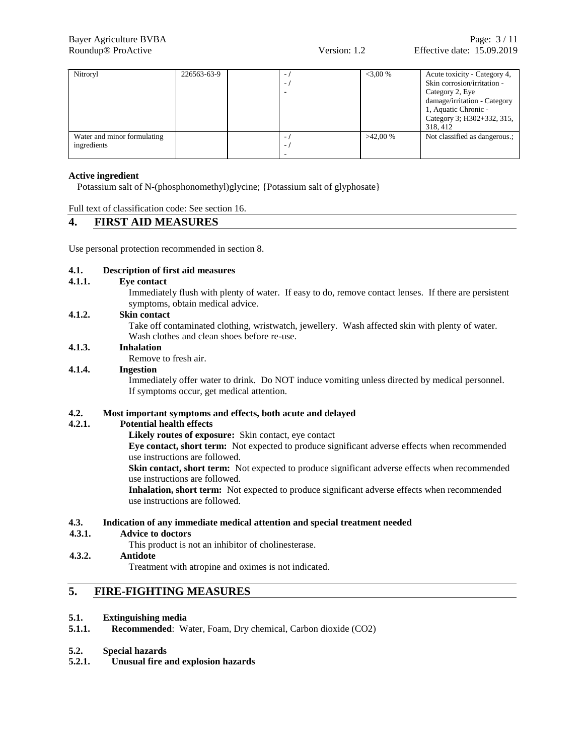| Nitroryl | 226563-63-9 | | - / - / - | <3,00 % | Acute toxicity - Category 4, Skin corrosion/irritation - Category 2, Eye damage/irritation - Category 1, Aquatic Chronic - Category 3; H302+332, 315, 318, 412 |
|---|---|---|---|---|---|
| Water and minor formulating ingredients | | | - / - / - | >42,00 % | Not classified as dangerous.; |

**Active ingredient**

Potassium salt of N-(phosphonomethyl)glycine; {Potassium salt of glyphosate}

Full text of classification code: See section 16.

## 4. FIRST AID MEASURES

Use personal protection recommended in section 8.

### 4.1. Description of first aid measures

**4.1.1. Eye contact**

Immediately flush with plenty of water. If easy to do, remove contact lenses. If there are persistent symptoms, obtain medical advice.

**4.1.2. Skin contact**

Take off contaminated clothing, wristwatch, jewellery. Wash affected skin with plenty of water. Wash clothes and clean shoes before re-use.

**4.1.3. Inhalation**

Remove to fresh air.

**4.1.4. Ingestion**

Immediately offer water to drink. Do NOT induce vomiting unless directed by medical personnel. If symptoms occur, get medical attention.

### 4.2. Most important symptoms and effects, both acute and delayed

**4.2.1. Potential health effects**

**Likely routes of exposure:** Skin contact, eye contact

**Eye contact, short term:** Not expected to produce significant adverse effects when recommended use instructions are followed.

**Skin contact, short term:** Not expected to produce significant adverse effects when recommended use instructions are followed.

**Inhalation, short term:** Not expected to produce significant adverse effects when recommended use instructions are followed.

### 4.3. Indication of any immediate medical attention and special treatment needed

**4.3.1. Advice to doctors**

This product is not an inhibitor of cholinesterase.

**4.3.2. Antidote**

Treatment with atropine and oximes is not indicated.

## 5. FIRE-FIGHTING MEASURES

### 5.1. Extinguishing media

**5.1.1. Recommended**: Water, Foam, Dry chemical, Carbon dioxide ($CO_2$)

### 5.2. Special hazards

**5.2.1. Unusual fire and explosion hazards**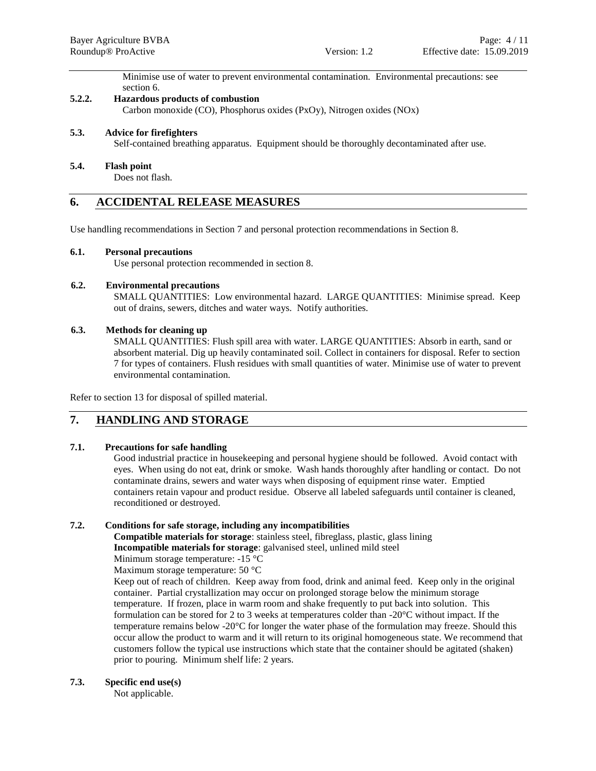Minimise use of water to prevent environmental contamination. Environmental precautions: see section 6.

#### 5.2.2. Hazardous products of combustion

Carbon monoxide (CO), Phosphorus oxides (PxOy), Nitrogen oxides (NOx)

### 5.3. Advice for firefighters

Self-contained breathing apparatus. Equipment should be thoroughly decontaminated after use.

### 5.4. Flash point

Does not flash.

## 6. ACCIDENTAL RELEASE MEASURES

Use handling recommendations in Section 7 and personal protection recommendations in Section 8.

### 6.1. Personal precautions

Use personal protection recommended in section 8.

### 6.2. Environmental precautions

SMALL QUANTITIES: Low environmental hazard. LARGE QUANTITIES: Minimise spread. Keep out of drains, sewers, ditches and water ways. Notify authorities.

### 6.3. Methods for cleaning up

SMALL QUANTITIES: Flush spill area with water. LARGE QUANTITIES: Absorb in earth, sand or absorbent material. Dig up heavily contaminated soil. Collect in containers for disposal. Refer to section 7 for types of containers. Flush residues with small quantities of water. Minimise use of water to prevent environmental contamination.

Refer to section 13 for disposal of spilled material.

## 7. HANDLING AND STORAGE

### 7.1. Precautions for safe handling

Good industrial practice in housekeeping and personal hygiene should be followed. Avoid contact with eyes. When using do not eat, drink or smoke. Wash hands thoroughly after handling or contact. Do not contaminate drains, sewers and water ways when disposing of equipment rinse water. Emptied containers retain vapour and product residue. Observe all labeled safeguards until container is cleaned, reconditioned or destroyed.

### 7.2. Conditions for safe storage, including any incompatibilities

**Compatible materials for storage**: stainless steel, fibreglass, plastic, glass lining
**Incompatible materials for storage**: galvanised steel, unlined mild steel
Minimum storage temperature: -15 °C
Maximum storage temperature: 50 °C
Keep out of reach of children. Keep away from food, drink and animal feed. Keep only in the original container. Partial crystallization may occur on prolonged storage below the minimum storage temperature. If frozen, place in warm room and shake frequently to put back into solution. This formulation can be stored for 2 to 3 weeks at temperatures colder than -20°C without impact. If the temperature remains below -20°C for longer the water phase of the formulation may freeze. Should this occur allow the product to warm and it will return to its original homogeneous state. We recommend that customers follow the typical use instructions which state that the container should be agitated (shaken) prior to pouring. Minimum shelf life: 2 years.

### 7.3. Specific end use(s)

Not applicable.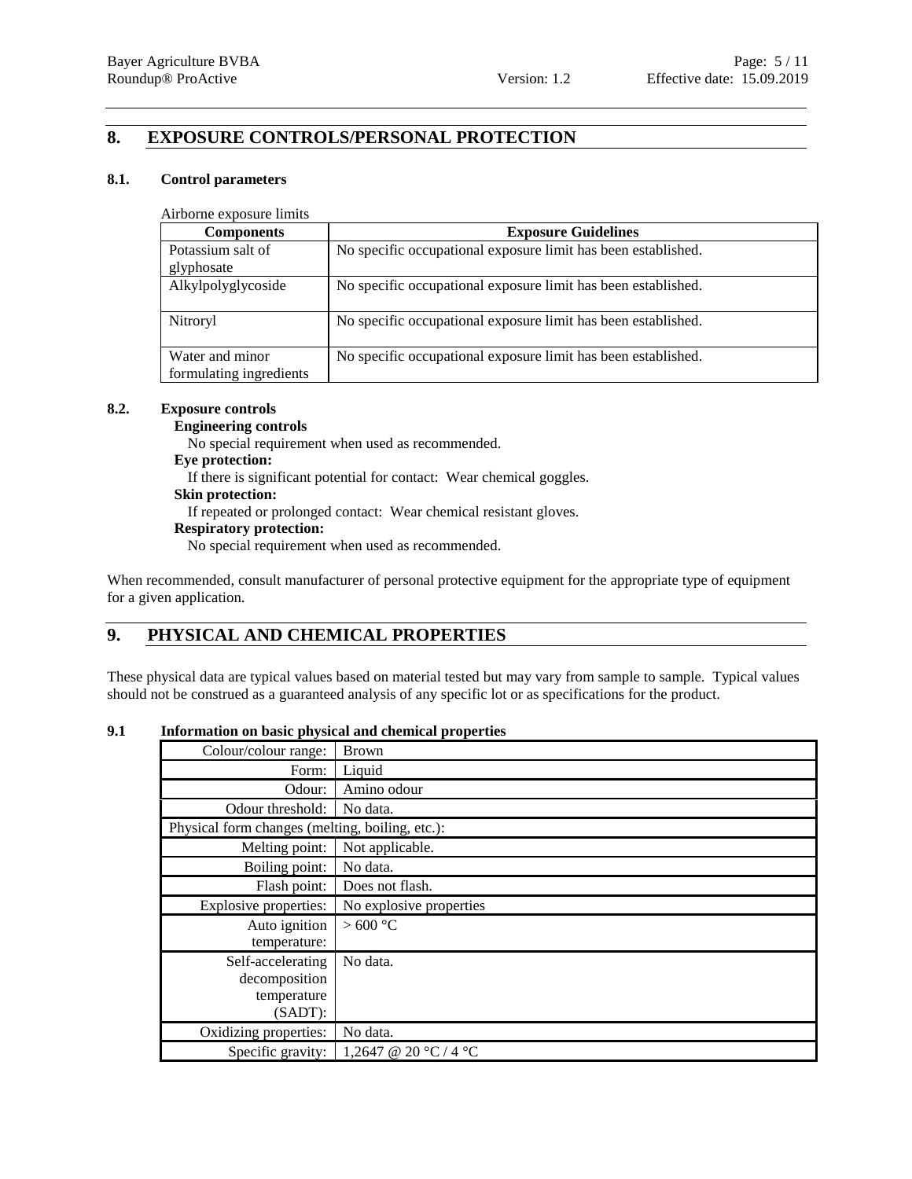## 8. EXPOSURE CONTROLS/PERSONAL PROTECTION

### 8.1. Control parameters

Airborne exposure limits

| Components | Exposure Guidelines |
|---|---|
| Potassium salt of glyphosate | No specific occupational exposure limit has been established. |
| Alkylpolyglycoside | No specific occupational exposure limit has been established. |
| Nitroryl | No specific occupational exposure limit has been established. |
| Water and minor formulating ingredients | No specific occupational exposure limit has been established. |

### 8.2. Exposure controls

**Engineering controls**

No special requirement when used as recommended.

**Eye protection:**

If there is significant potential for contact: Wear chemical goggles.

**Skin protection:**

If repeated or prolonged contact: Wear chemical resistant gloves.

**Respiratory protection:**

No special requirement when used as recommended.

When recommended, consult manufacturer of personal protective equipment for the appropriate type of equipment for a given application.

## 9. PHYSICAL AND CHEMICAL PROPERTIES

These physical data are typical values based on material tested but may vary from sample to sample. Typical values should not be construed as a guaranteed analysis of any specific lot or as specifications for the product.

### 9.1 Information on basic physical and chemical properties

| | |
|---|---|
| Colour/colour range: | Brown |
| Form: | Liquid |
| Odour: | Amino odour |
| Odour threshold: | No data. |
| Physical form changes (melting, boiling, etc.): | |
| Melting point: | Not applicable. |
| Boiling point: | No data. |
| Flash point: | Does not flash. |
| Explosive properties: | No explosive properties |
| Auto ignition temperature: | > 600 °C |
| Self-accelerating decomposition temperature (SADT): | No data. |
| Oxidizing properties: | No data. |
| Specific gravity: | 1,2647 @ 20 °C / 4 °C |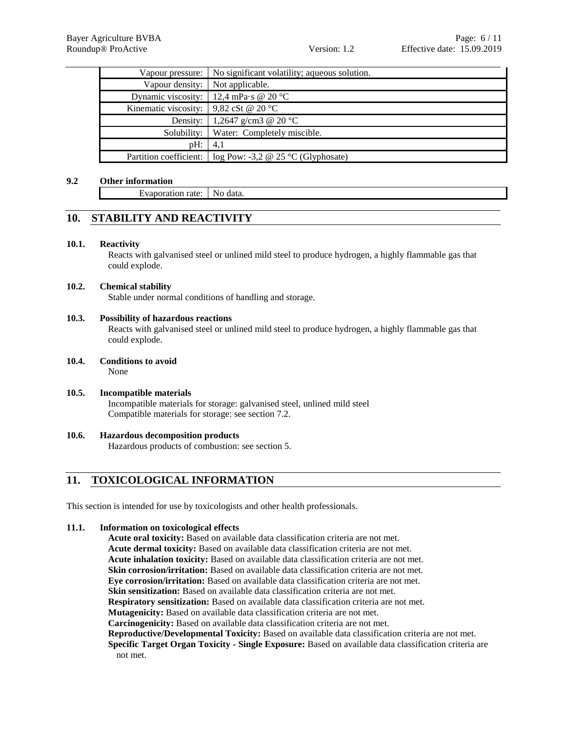| Property | Value |
|---|---|
| Vapour pressure: | No significant volatility; aqueous solution. |
| Vapour density: | Not applicable. |
| Dynamic viscosity: | 12,4 mPa·s @ 20 °C |
| Kinematic viscosity: | 9,82 cSt @ 20 °C |
| Density: | 1,2647 g/cm3 @ 20 °C |
| Solubility: | Water: Completely miscible. |
| pH: | 4,1 |
| Partition coefficient: | log Pow: -3,2 @ 25 °C (Glyphosate) |

**9.2 Other information**

| Property | Value |
|---|---|
| Evaporation rate: | No data. |

## 10. STABILITY AND REACTIVITY

**10.1. Reactivity**

Reacts with galvanised steel or unlined mild steel to produce hydrogen, a highly flammable gas that could explode.

**10.2. Chemical stability**

Stable under normal conditions of handling and storage.

**10.3. Possibility of hazardous reactions**

Reacts with galvanised steel or unlined mild steel to produce hydrogen, a highly flammable gas that could explode.

**10.4. Conditions to avoid**

None

**10.5. Incompatible materials**

Incompatible materials for storage: galvanised steel, unlined mild steel
Compatible materials for storage: see section 7.2.

**10.6. Hazardous decomposition products**

Hazardous products of combustion: see section 5.

## 11. TOXICOLOGICAL INFORMATION

This section is intended for use by toxicologists and other health professionals.

**11.1. Information on toxicological effects**

**Acute oral toxicity:** Based on available data classification criteria are not met.
**Acute dermal toxicity:** Based on available data classification criteria are not met.
**Acute inhalation toxicity:** Based on available data classification criteria are not met.
**Skin corrosion/irritation:** Based on available data classification criteria are not met.
**Eye corrosion/irritation:** Based on available data classification criteria are not met.
**Skin sensitization:** Based on available data classification criteria are not met.
**Respiratory sensitization:** Based on available data classification criteria are not met.
**Mutagenicity:** Based on available data classification criteria are not met.
**Carcinogenicity:** Based on available data classification criteria are not met.
**Reproductive/Developmental Toxicity:** Based on available data classification criteria are not met.
**Specific Target Organ Toxicity - Single Exposure:** Based on available data classification criteria are not met.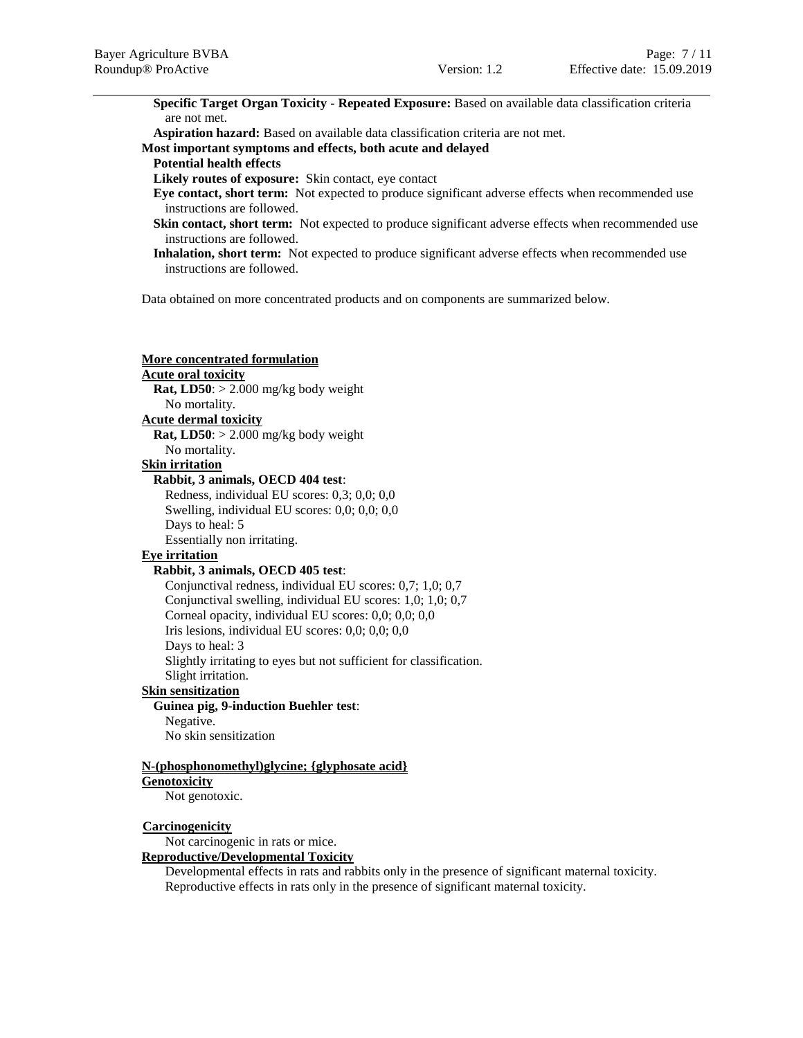**Specific Target Organ Toxicity - Repeated Exposure:** Based on available data classification criteria are not met.

**Aspiration hazard:** Based on available data classification criteria are not met.

**Most important symptoms and effects, both acute and delayed**

**Potential health effects**

**Likely routes of exposure:** Skin contact, eye contact

**Eye contact, short term:** Not expected to produce significant adverse effects when recommended use instructions are followed.

**Skin contact, short term:** Not expected to produce significant adverse effects when recommended use instructions are followed.

**Inhalation, short term:** Not expected to produce significant adverse effects when recommended use instructions are followed.

Data obtained on more concentrated products and on components are summarized below.

**More concentrated formulation**

**Acute oral toxicity**

**Rat, LD50**: > 2.000 mg/kg body weight
No mortality.

**Acute dermal toxicity**

**Rat, LD50**: > 2.000 mg/kg body weight
No mortality.

**Skin irritation**

**Rabbit, 3 animals, OECD 404 test**:
Redness, individual EU scores: 0,3; 0,0; 0,0
Swelling, individual EU scores: 0,0; 0,0; 0,0
Days to heal: 5
Essentially non irritating.

**Eye irritation**

**Rabbit, 3 animals, OECD 405 test**:
Conjunctival redness, individual EU scores: 0,7; 1,0; 0,7
Conjunctival swelling, individual EU scores: 1,0; 1,0; 0,7
Corneal opacity, individual EU scores: 0,0; 0,0; 0,0
Iris lesions, individual EU scores: 0,0; 0,0; 0,0
Days to heal: 3
Slightly irritating to eyes but not sufficient for classification.
Slight irritation.

**Skin sensitization**

**Guinea pig, 9-induction Buehler test**:
Negative.
No skin sensitization

**N-(phosphonomethyl)glycine; {glyphosate acid}**

**Genotoxicity**

Not genotoxic.

**Carcinogenicity**

Not carcinogenic in rats or mice.

**Reproductive/Developmental Toxicity**

Developmental effects in rats and rabbits only in the presence of significant maternal toxicity.
Reproductive effects in rats only in the presence of significant maternal toxicity.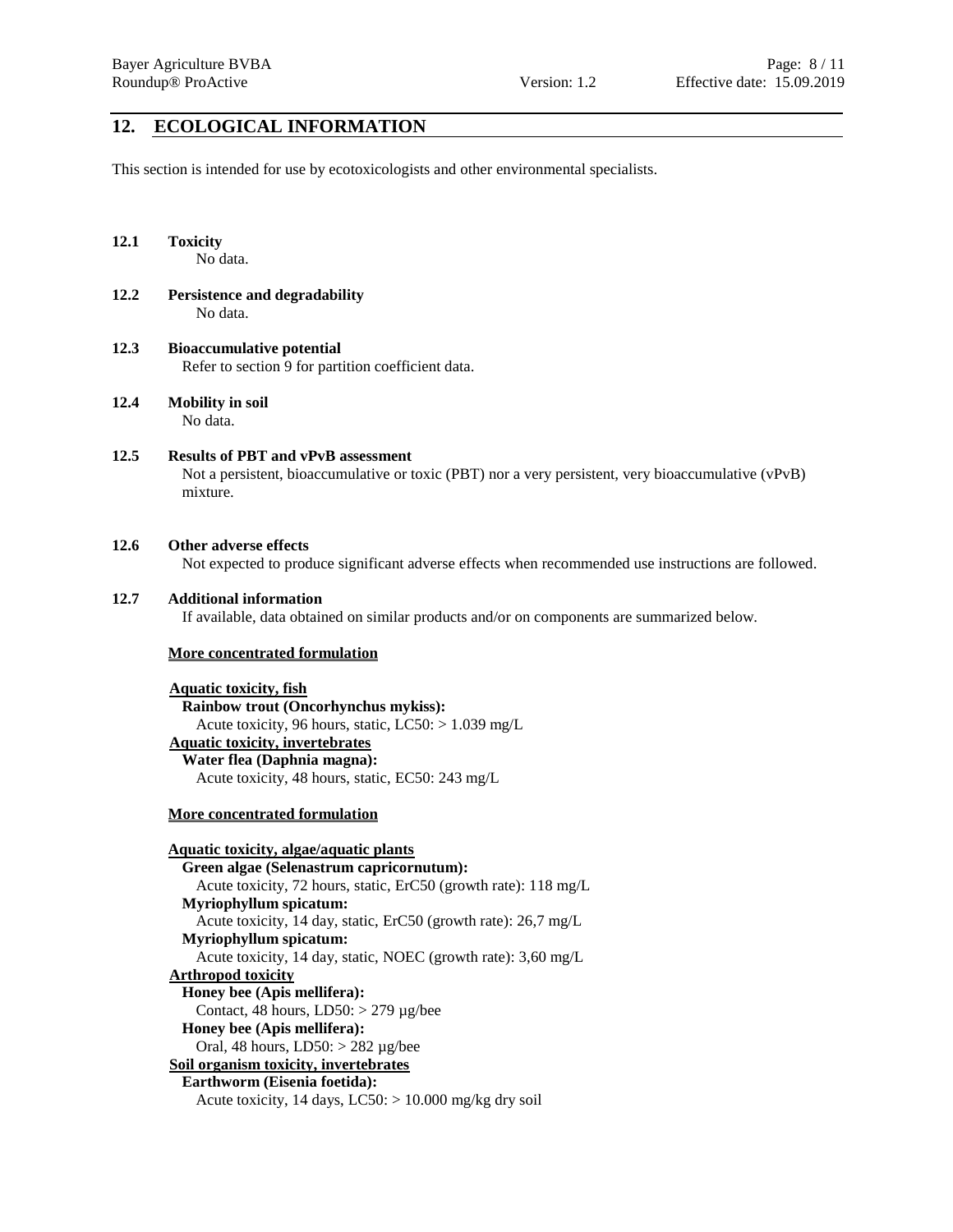## 12. ECOLOGICAL INFORMATION

This section is intended for use by ecotoxicologists and other environmental specialists.

### 12.1 Toxicity

No data.

### 12.2 Persistence and degradability

No data.

### 12.3 Bioaccumulative potential

Refer to section 9 for partition coefficient data.

### 12.4 Mobility in soil

No data.

### 12.5 Results of PBT and vPvB assessment

Not a persistent, bioaccumulative or toxic (PBT) nor a very persistent, very bioaccumulative (vPvB) mixture.

### 12.6 Other adverse effects

Not expected to produce significant adverse effects when recommended use instructions are followed.

### 12.7 Additional information

If available, data obtained on similar products and/or on components are summarized below.

**More concentrated formulation**

**Aquatic toxicity, fish**

**Rainbow trout (Oncorhynchus mykiss):**
Acute toxicity, 96 hours, static, LC50: > 1.039 mg/L

**Aquatic toxicity, invertebrates**

**Water flea (Daphnia magna):**
Acute toxicity, 48 hours, static, EC50: 243 mg/L

**More concentrated formulation**

**Aquatic toxicity, algae/aquatic plants**

**Green algae (Selenastrum capricornutum):**
Acute toxicity, 72 hours, static, ErC50 (growth rate): 118 mg/L

**Myriophyllum spicatum:**
Acute toxicity, 14 day, static, ErC50 (growth rate): 26,7 mg/L

**Myriophyllum spicatum:**
Acute toxicity, 14 day, static, NOEC (growth rate): 3,60 mg/L

**Arthropod toxicity**

**Honey bee (Apis mellifera):**
Contact, 48 hours, LD50: > 279 µg/bee

**Honey bee (Apis mellifera):**
Oral, 48 hours, LD50: > 282 µg/bee

**Soil organism toxicity, invertebrates**

**Earthworm (Eisenia foetida):**
Acute toxicity, 14 days, LC50: > 10.000 mg/kg dry soil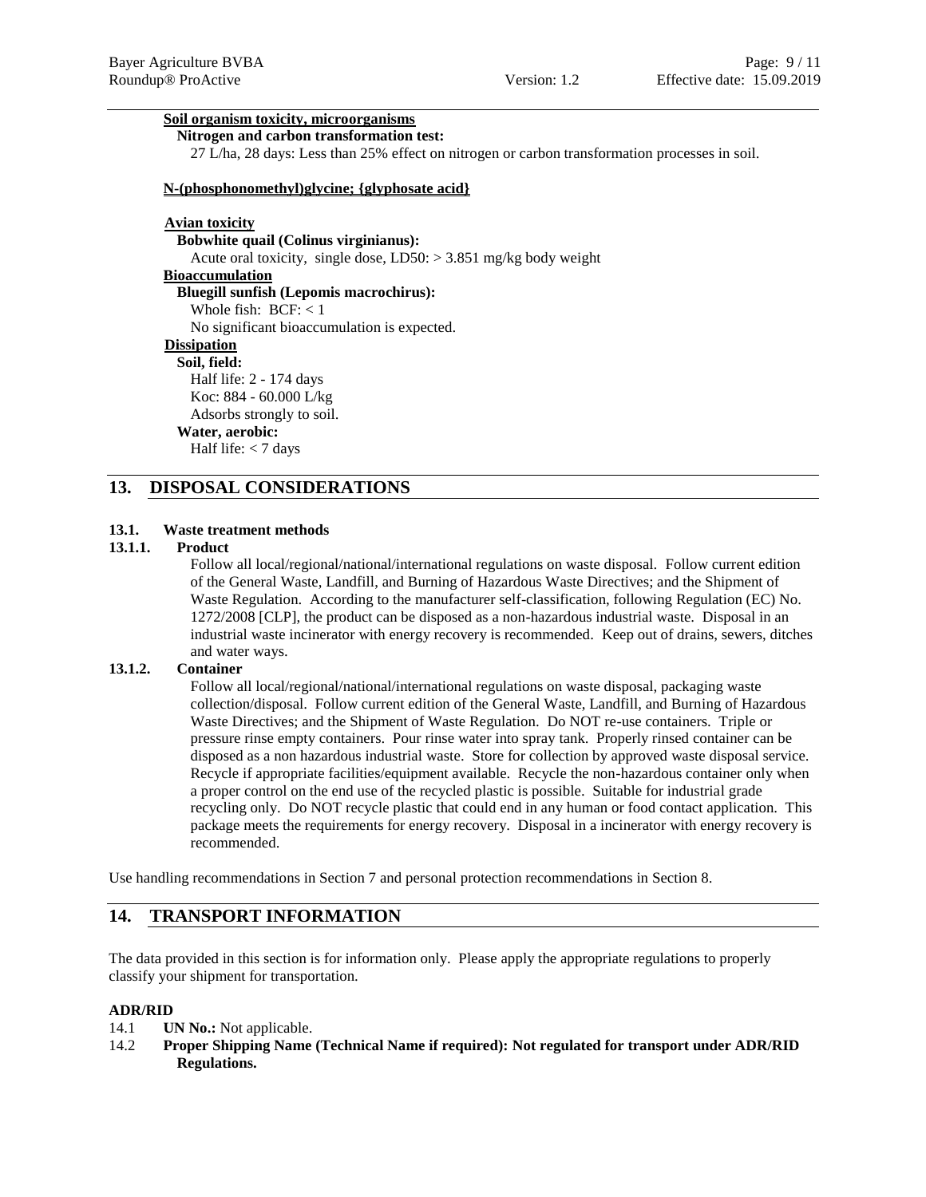**Soil organism toxicity, microorganisms**

**Nitrogen and carbon transformation test:**

27 L/ha, 28 days: Less than 25% effect on nitrogen or carbon transformation processes in soil.

**N-(phosphonomethyl)glycine; {glyphosate acid}**

**Avian toxicity**

**Bobwhite quail (Colinus virginianus):**

Acute oral toxicity, single dose, LD50: > 3.851 mg/kg body weight

**Bioaccumulation**

**Bluegill sunfish (Lepomis macrochirus):**

Whole fish: BCF: < 1

No significant bioaccumulation is expected.

**Dissipation**

**Soil, field:**

Half life: 2 - 174 days

Koc: 884 - 60.000 L/kg

Adsorbs strongly to soil.

**Water, aerobic:**

Half life: < 7 days

## 13. DISPOSAL CONSIDERATIONS

### 13.1. Waste treatment methods

#### 13.1.1. Product

Follow all local/regional/national/international regulations on waste disposal. Follow current edition of the General Waste, Landfill, and Burning of Hazardous Waste Directives; and the Shipment of Waste Regulation. According to the manufacturer self-classification, following Regulation (EC) No. 1272/2008 [CLP], the product can be disposed as a non-hazardous industrial waste. Disposal in an industrial waste incinerator with energy recovery is recommended. Keep out of drains, sewers, ditches and water ways.

#### 13.1.2. Container

Follow all local/regional/national/international regulations on waste disposal, packaging waste collection/disposal. Follow current edition of the General Waste, Landfill, and Burning of Hazardous Waste Directives; and the Shipment of Waste Regulation. Do NOT re-use containers. Triple or pressure rinse empty containers. Pour rinse water into spray tank. Properly rinsed container can be disposed as a non hazardous industrial waste. Store for collection by approved waste disposal service. Recycle if appropriate facilities/equipment available. Recycle the non-hazardous container only when a proper control on the end use of the recycled plastic is possible. Suitable for industrial grade recycling only. Do NOT recycle plastic that could end in any human or food contact application. This package meets the requirements for energy recovery. Disposal in a incinerator with energy recovery is recommended.

Use handling recommendations in Section 7 and personal protection recommendations in Section 8.

## 14. TRANSPORT INFORMATION

The data provided in this section is for information only. Please apply the appropriate regulations to properly classify your shipment for transportation.

**ADR/RID**

14.1 **UN No.:** Not applicable.

14.2 **Proper Shipping Name (Technical Name if required): Not regulated for transport under ADR/RID Regulations.**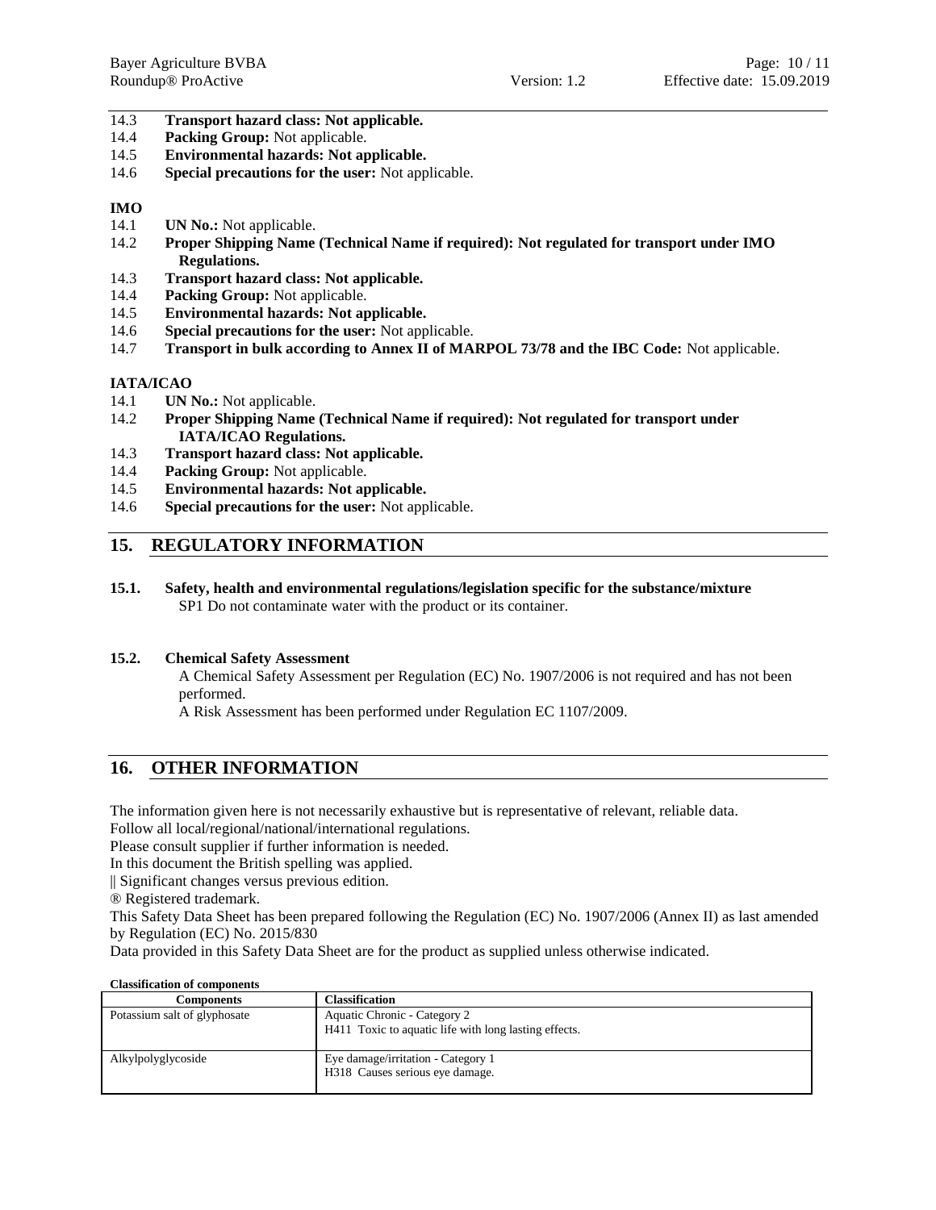14.3 **Transport hazard class: Not applicable.**
14.4 **Packing Group:** Not applicable.
14.5 **Environmental hazards: Not applicable.**
14.6 **Special precautions for the user:** Not applicable.

**IMO**

14.1 **UN No.:** Not applicable.
14.2 **Proper Shipping Name (Technical Name if required): Not regulated for transport under IMO Regulations.**
14.3 **Transport hazard class: Not applicable.**
14.4 **Packing Group:** Not applicable.
14.5 **Environmental hazards: Not applicable.**
14.6 **Special precautions for the user:** Not applicable.
14.7 **Transport in bulk according to Annex II of MARPOL 73/78 and the IBC Code:** Not applicable.

**IATA/ICAO**

14.1 **UN No.:** Not applicable.
14.2 **Proper Shipping Name (Technical Name if required): Not regulated for transport under IATA/ICAO Regulations.**
14.3 **Transport hazard class: Not applicable.**
14.4 **Packing Group:** Not applicable.
14.5 **Environmental hazards: Not applicable.**
14.6 **Special precautions for the user:** Not applicable.

## 15. REGULATORY INFORMATION

**15.1. Safety, health and environmental regulations/legislation specific for the substance/mixture**

SP1 Do not contaminate water with the product or its container.

**15.2. Chemical Safety Assessment**

A Chemical Safety Assessment per Regulation (EC) No. 1907/2006 is not required and has not been performed.

A Risk Assessment has been performed under Regulation EC 1107/2009.

## 16. OTHER INFORMATION

The information given here is not necessarily exhaustive but is representative of relevant, reliable data.
Follow all local/regional/national/international regulations.
Please consult supplier if further information is needed.
In this document the British spelling was applied.
|| Significant changes versus previous edition.
® Registered trademark.
This Safety Data Sheet has been prepared following the Regulation (EC) No. 1907/2006 (Annex II) as last amended by Regulation (EC) No. 2015/830
Data provided in this Safety Data Sheet are for the product as supplied unless otherwise indicated.

**Classification of components**

| Components | Classification |
|---|---|
| Potassium salt of glyphosate | Aquatic Chronic - Category 2<br>H411 Toxic to aquatic life with long lasting effects. |
| Alkylpolyglycoside | Eye damage/irritation - Category 1<br>H318 Causes serious eye damage. |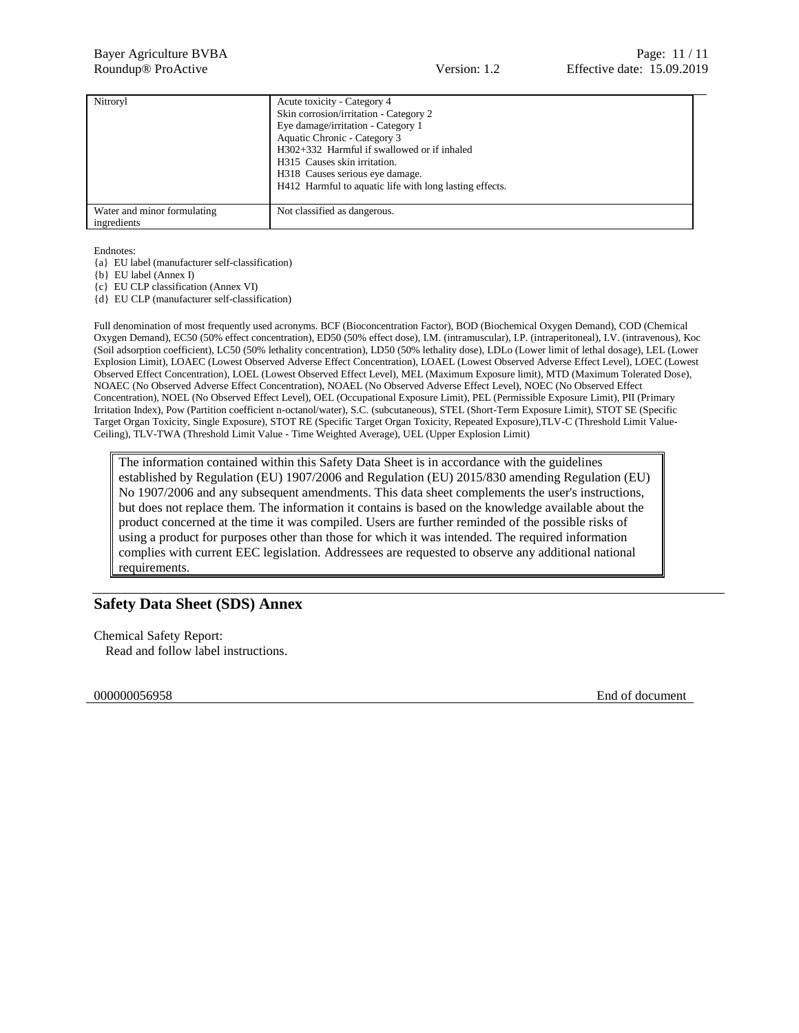| | |
|---|---|
| Nitroryl | Acute toxicity - Category 4<br>Skin corrosion/irritation - Category 2<br>Eye damage/irritation - Category 1<br>Aquatic Chronic - Category 3<br>H302+332 Harmful if swallowed or if inhaled<br>H315 Causes skin irritation.<br>H318 Causes serious eye damage.<br>H412 Harmful to aquatic life with long lasting effects. |
| Water and minor formulating ingredients | Not classified as dangerous. |

Endnotes:
{a} EU label (manufacturer self-classification)
{b} EU label (Annex I)
{c} EU CLP classification (Annex VI)
{d} EU CLP (manufacturer self-classification)

Full denomination of most frequently used acronyms. BCF (Bioconcentration Factor), BOD (Biochemical Oxygen Demand), COD (Chemical Oxygen Demand), EC50 (50% effect concentration), ED50 (50% effect dose), I.M. (intramuscular), I.P. (intraperitoneal), I.V. (intravenous), Koc (Soil adsorption coefficient), LC50 (50% lethality concentration), LD50 (50% lethality dose), LDLo (Lower limit of lethal dosage), LEL (Lower Explosion Limit), LOAEC (Lowest Observed Adverse Effect Concentration), LOAEL (Lowest Observed Adverse Effect Level), LOEC (Lowest Observed Effect Concentration), LOEL (Lowest Observed Effect Level), MEL (Maximum Exposure limit), MTD (Maximum Tolerated Dose), NOAEC (No Observed Adverse Effect Concentration), NOAEL (No Observed Adverse Effect Level), NOEC (No Observed Effect Concentration), NOEL (No Observed Effect Level), OEL (Occupational Exposure Limit), PEL (Permissible Exposure Limit), PII (Primary Irritation Index), Pow (Partition coefficient n-octanol/water), S.C. (subcutaneous), STEL (Short-Term Exposure Limit), STOT SE (Specific Target Organ Toxicity, Single Exposure), STOT RE (Specific Target Organ Toxicity, Repeated Exposure),TLV-C (Threshold Limit Value-Ceiling), TLV-TWA (Threshold Limit Value - Time Weighted Average), UEL (Upper Explosion Limit)

The information contained within this Safety Data Sheet is in accordance with the guidelines established by Regulation (EU) 1907/2006 and Regulation (EU) 2015/830 amending Regulation (EU) No 1907/2006 and any subsequent amendments. This data sheet complements the user's instructions, but does not replace them. The information it contains is based on the knowledge available about the product concerned at the time it was compiled. Users are further reminded of the possible risks of using a product for purposes other than those for which it was intended. The required information complies with current EEC legislation. Addressees are requested to observe any additional national requirements.

## Safety Data Sheet (SDS) Annex

Chemical Safety Report:
Read and follow label instructions.

000000056958 End of document